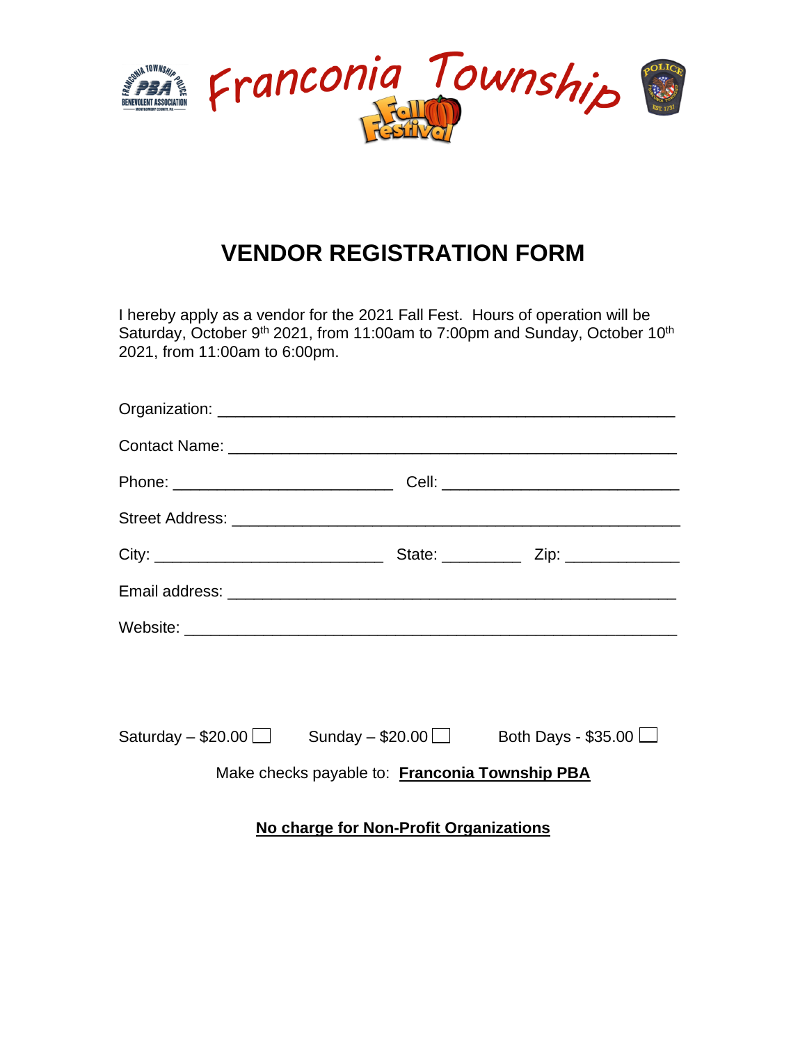Franconia Township

Fall Festival

# VENDOR REGISTRATION FORM

I hereby apply as a vendor for the 2021 Fall Fest. Hours of operation will be Saturday, October 9th 2021, from 11:00am to 7:00pm and Sunday, October 10th 2021, from 11:00am to 6:00pm.

Organization: ____________________________________________________

Contact Name: ___________________________________________________

Phone: _________________________ Cell: ___________________________

Street Address: ___________________________________________________

City: __________________________ State: _________ Zip: _____________

Email address: ___________________________________________________

Website: ________________________________________________________

Saturday – $20.00 ☐ Sunday – $20.00 ☐ Both Days - $35.00 ☐

Make checks payable to: **Franconia Township PBA**

**No charge for Non-Profit Organizations**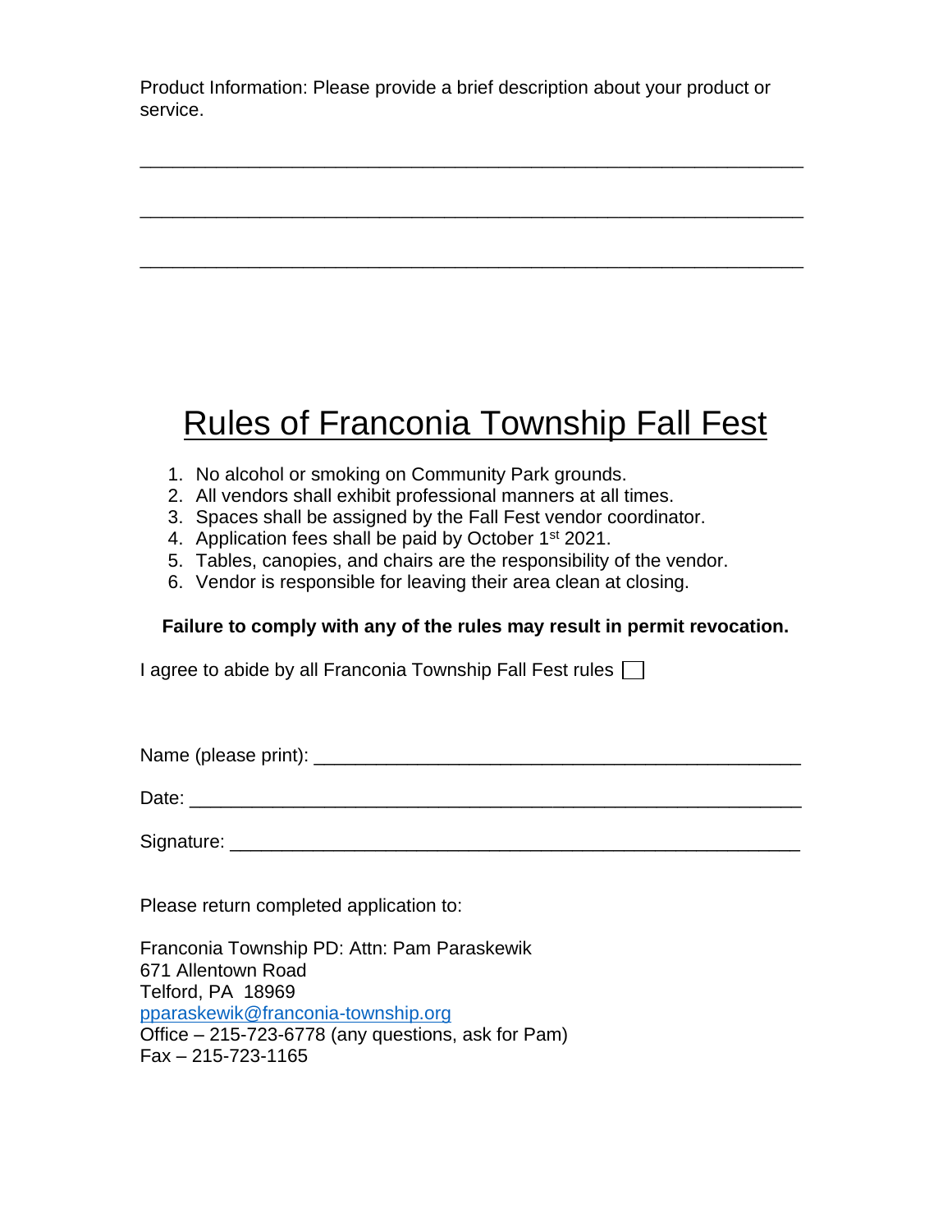Product Information: Please provide a brief description about your product or service.

\_\_\_\_\_\_\_\_\_\_\_\_\_\_\_\_\_\_\_\_\_\_\_\_\_\_\_\_\_\_\_\_\_\_\_\_\_\_\_\_\_\_\_\_\_\_\_\_\_\_\_\_\_\_\_\_\_\_\_\_

\_\_\_\_\_\_\_\_\_\_\_\_\_\_\_\_\_\_\_\_\_\_\_\_\_\_\_\_\_\_\_\_\_\_\_\_\_\_\_\_\_\_\_\_\_\_\_\_\_\_\_\_\_\_\_\_\_\_\_\_

\_\_\_\_\_\_\_\_\_\_\_\_\_\_\_\_\_\_\_\_\_\_\_\_\_\_\_\_\_\_\_\_\_\_\_\_\_\_\_\_\_\_\_\_\_\_\_\_\_\_\_\_\_\_\_\_\_\_\_\_

# Rules of Franconia Township Fall Fest

1. No alcohol or smoking on Community Park grounds.
2. All vendors shall exhibit professional manners at all times.
3. Spaces shall be assigned by the Fall Fest vendor coordinator.
4. Application fees shall be paid by October 1st 2021.
5. Tables, canopies, and chairs are the responsibility of the vendor.
6. Vendor is responsible for leaving their area clean at closing.

**Failure to comply with any of the rules may result in permit revocation.**

I agree to abide by all Franconia Township Fall Fest rules ☐

Name (please print): \_\_\_\_\_\_\_\_\_\_\_\_\_\_\_\_\_\_\_\_\_\_\_\_\_\_\_\_\_\_\_\_\_\_\_\_\_\_\_\_\_\_

Date: \_\_\_\_\_\_\_\_\_\_\_\_\_\_\_\_\_\_\_\_\_\_\_\_\_\_\_\_\_\_\_\_\_\_\_\_\_\_\_\_\_\_\_\_\_\_\_\_\_\_\_\_

Signature: \_\_\_\_\_\_\_\_\_\_\_\_\_\_\_\_\_\_\_\_\_\_\_\_\_\_\_\_\_\_\_\_\_\_\_\_\_\_\_\_\_\_\_\_\_\_\_\_

Please return completed application to:

Franconia Township PD: Attn: Pam Paraskewik
671 Allentown Road
Telford, PA 18969
pparaskewik@franconia-township.org
Office – 215-723-6778 (any questions, ask for Pam)
Fax – 215-723-1165